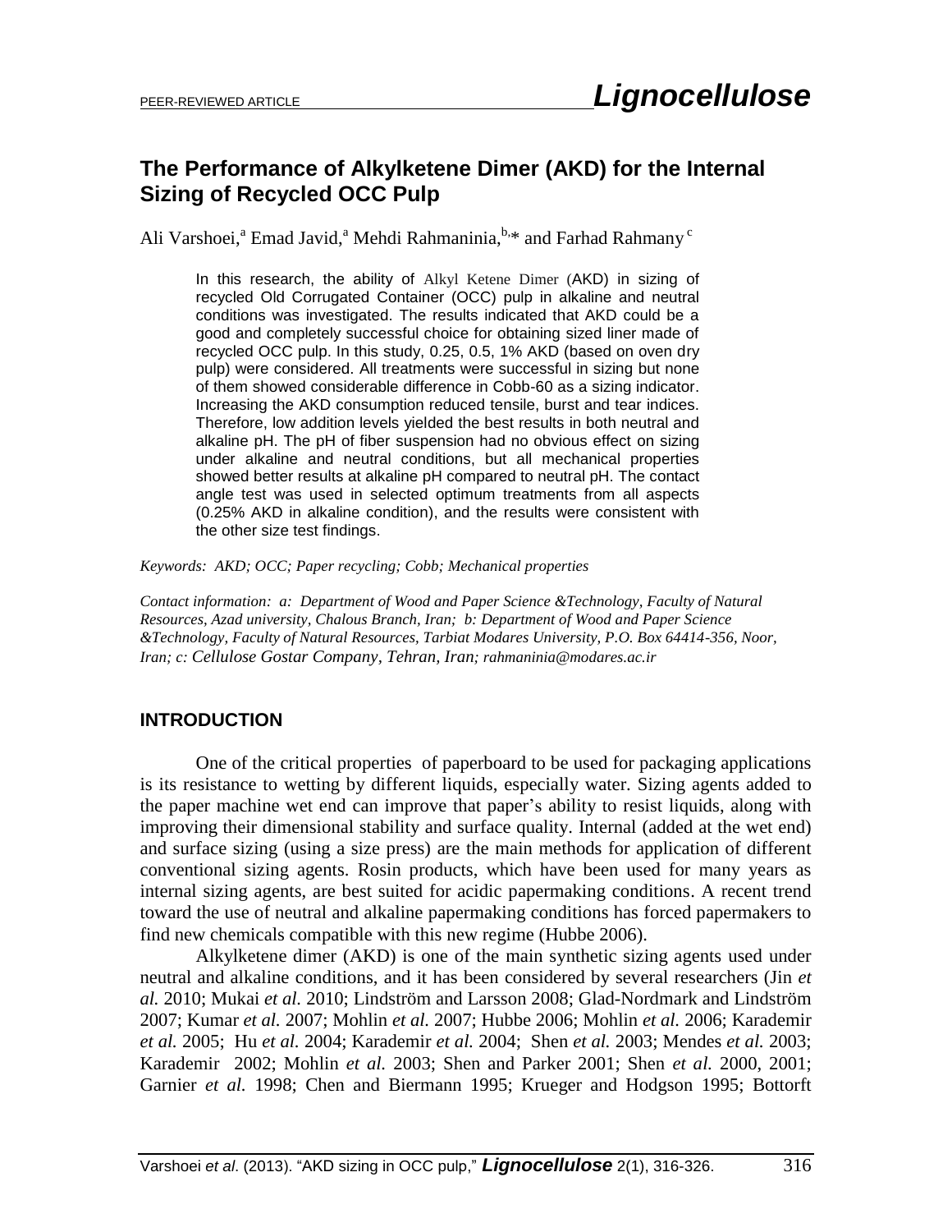# The Performance of Alkylketene Dimer (AKD) for the Internal Sizing of Recycled OCC Pulp

Ali Varshoei,[a] Emad Javid,[a] Mehdi Rahmaninia,[b,]* and Farhad Rahmany [c]

> In this research, the ability of Alkyl Ketene Dimer (AKD) in sizing of recycled Old Corrugated Container (OCC) pulp in alkaline and neutral conditions was investigated. The results indicated that AKD could be a good and completely successful choice for obtaining sized liner made of recycled OCC pulp. In this study, 0.25, 0.5, 1% AKD (based on oven dry pulp) were considered. All treatments were successful in sizing but none of them showed considerable difference in Cobb-60 as a sizing indicator. Increasing the AKD consumption reduced tensile, burst and tear indices. Therefore, low addition levels yielded the best results in both neutral and alkaline pH. The pH of fiber suspension had no obvious effect on sizing under alkaline and neutral conditions, but all mechanical properties showed better results at alkaline pH compared to neutral pH. The contact angle test was used in selected optimum treatments from all aspects (0.25% AKD in alkaline condition), and the results were consistent with the other size test findings.

*Keywords: AKD; OCC; Paper recycling; Cobb; Mechanical properties*

*Contact information: a: Department of Wood and Paper Science &Technology, Faculty of Natural Resources, Azad university, Chalous Branch, Iran; b: Department of Wood and Paper Science &Technology, Faculty of Natural Resources, Tarbiat Modares University, P.O. Box 64414-356, Noor, Iran; c: Cellulose Gostar Company, Tehran, Iran; rahmaninia@modares.ac.ir*

## INTRODUCTION

One of the critical properties of paperboard to be used for packaging applications is its resistance to wetting by different liquids, especially water. Sizing agents added to the paper machine wet end can improve that paper's ability to resist liquids, along with improving their dimensional stability and surface quality. Internal (added at the wet end) and surface sizing (using a size press) are the main methods for application of different conventional sizing agents. Rosin products, which have been used for many years as internal sizing agents, are best suited for acidic papermaking conditions. A recent trend toward the use of neutral and alkaline papermaking conditions has forced papermakers to find new chemicals compatible with this new regime (Hubbe 2006).

Alkylketene dimer (AKD) is one of the main synthetic sizing agents used under neutral and alkaline conditions, and it has been considered by several researchers (Jin *et al.* 2010; Mukai *et al.* 2010; Lindström and Larsson 2008; Glad-Nordmark and Lindström 2007; Kumar *et al.* 2007; Mohlin *et al.* 2007; Hubbe 2006; Mohlin *et al.* 2006; Karademir *et al.* 2005; Hu *et al.* 2004; Karademir *et al.* 2004; Shen *et al.* 2003; Mendes *et al.* 2003; Karademir 2002; Mohlin *et al.* 2003; Shen and Parker 2001; Shen *et al.* 2000, 2001; Garnier *et al.* 1998; Chen and Biermann 1995; Krueger and Hodgson 1995; Bottorft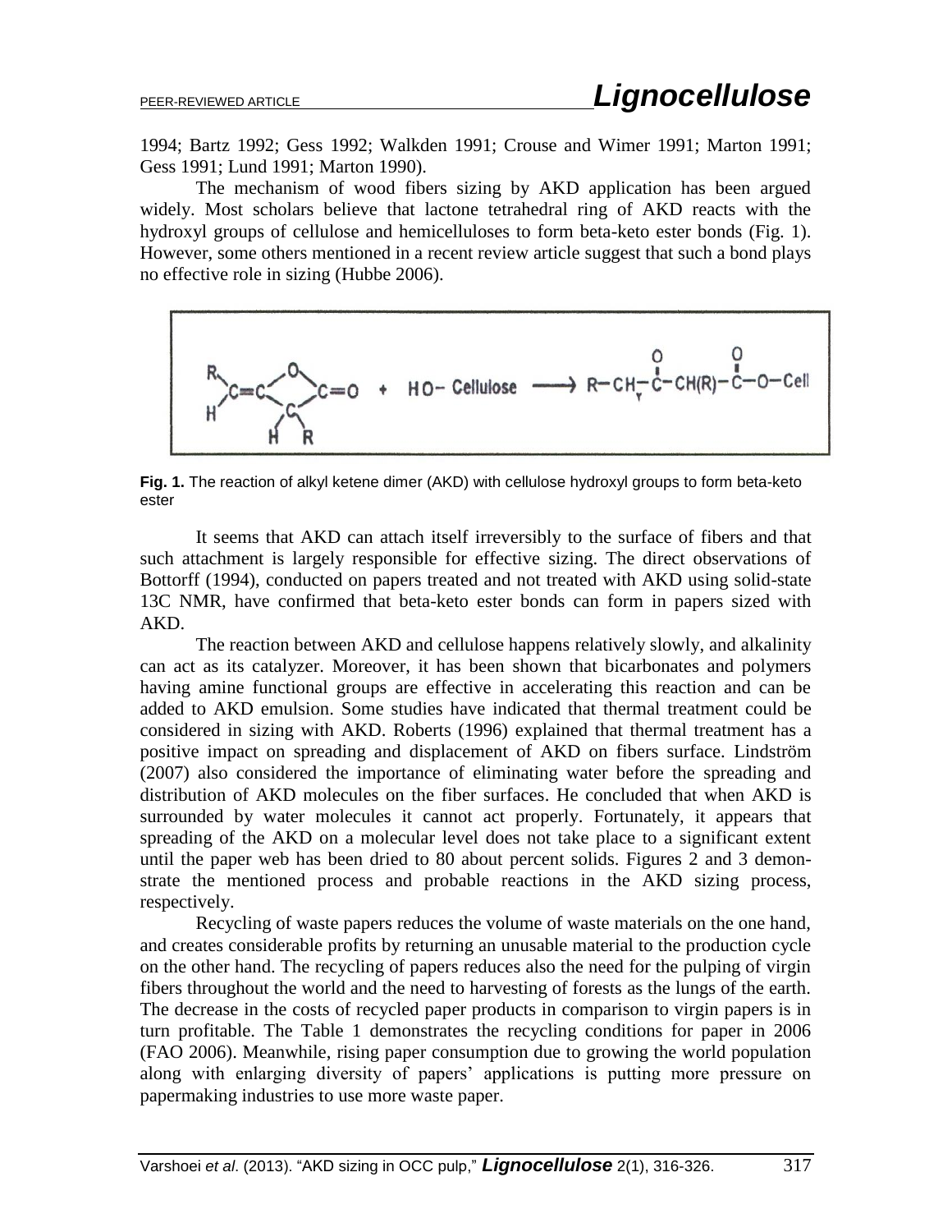1994; Bartz 1992; Gess 1992; Walkden 1991; Crouse and Wimer 1991; Marton 1991; Gess 1991; Lund 1991; Marton 1990).

The mechanism of wood fibers sizing by AKD application has been argued widely. Most scholars believe that lactone tetrahedral ring of AKD reacts with the hydroxyl groups of cellulose and hemicelluloses to form beta-keto ester bonds (Fig. 1). However, some others mentioned in a recent review article suggest that such a bond plays no effective role in sizing (Hubbe 2006).

**Fig. 1.** The reaction of alkyl ketene dimer (AKD) with cellulose hydroxyl groups to form beta-keto ester

It seems that AKD can attach itself irreversibly to the surface of fibers and that such attachment is largely responsible for effective sizing. The direct observations of Bottorff (1994), conducted on papers treated and not treated with AKD using solid-state 13C NMR, have confirmed that beta-keto ester bonds can form in papers sized with AKD.

The reaction between AKD and cellulose happens relatively slowly, and alkalinity can act as its catalyzer. Moreover, it has been shown that bicarbonates and polymers having amine functional groups are effective in accelerating this reaction and can be added to AKD emulsion. Some studies have indicated that thermal treatment could be considered in sizing with AKD. Roberts (1996) explained that thermal treatment has a positive impact on spreading and displacement of AKD on fibers surface. Lindström (2007) also considered the importance of eliminating water before the spreading and distribution of AKD molecules on the fiber surfaces. He concluded that when AKD is surrounded by water molecules it cannot act properly. Fortunately, it appears that spreading of the AKD on a molecular level does not take place to a significant extent until the paper web has been dried to 80 about percent solids. Figures 2 and 3 demonstrate the mentioned process and probable reactions in the AKD sizing process, respectively.

Recycling of waste papers reduces the volume of waste materials on the one hand, and creates considerable profits by returning an unusable material to the production cycle on the other hand. The recycling of papers reduces also the need for the pulping of virgin fibers throughout the world and the need to harvesting of forests as the lungs of the earth. The decrease in the costs of recycled paper products in comparison to virgin papers is in turn profitable. The Table 1 demonstrates the recycling conditions for paper in 2006 (FAO 2006). Meanwhile, rising paper consumption due to growing the world population along with enlarging diversity of papers' applications is putting more pressure on papermaking industries to use more waste paper.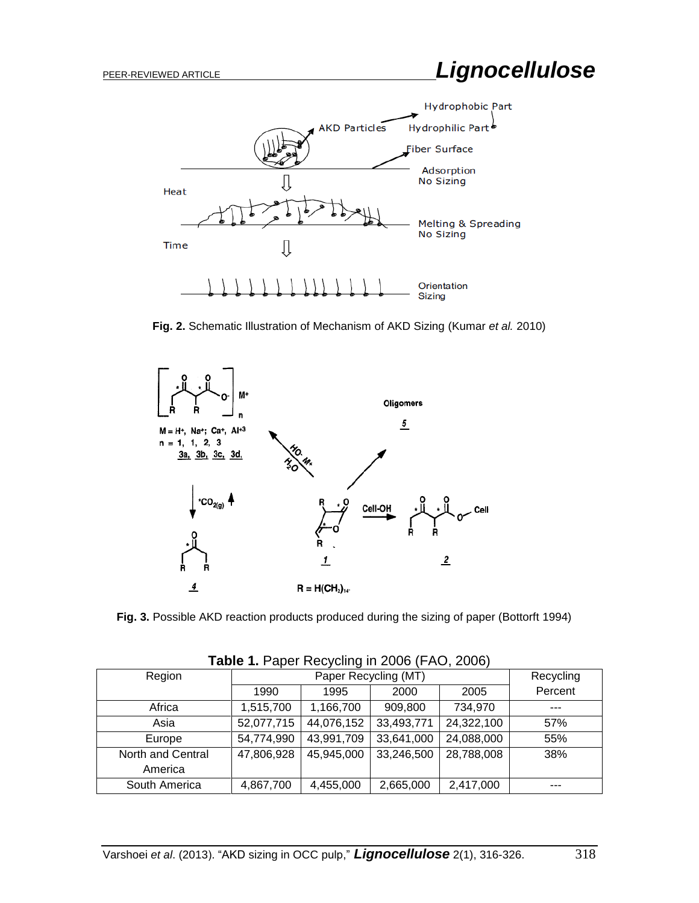**Fig. 2.** Schematic Illustration of Mechanism of AKD Sizing (Kumar *et al.* 2010)

**Fig. 3.** Possible AKD reaction products produced during the sizing of paper (Bottorft 1994)

**Table 1.** Paper Recycling in 2006 (FAO, 2006)

| Region | Paper Recycling (MT) | | | | Recycling Percent |
|---|---|---|---|---|---|
| | 1990 | 1995 | 2000 | 2005 | |
| Africa | 1,515,700 | 1,166,700 | 909,800 | 734,970 | --- |
| Asia | 52,077,715 | 44,076,152 | 33,493,771 | 24,322,100 | 57% |
| Europe | 54,774,990 | 43,991,709 | 33,641,000 | 24,088,000 | 55% |
| North and Central America | 47,806,928 | 45,945,000 | 33,246,500 | 28,788,008 | 38% |
| South America | 4,867,700 | 4,455,000 | 2,665,000 | 2,417,000 | --- |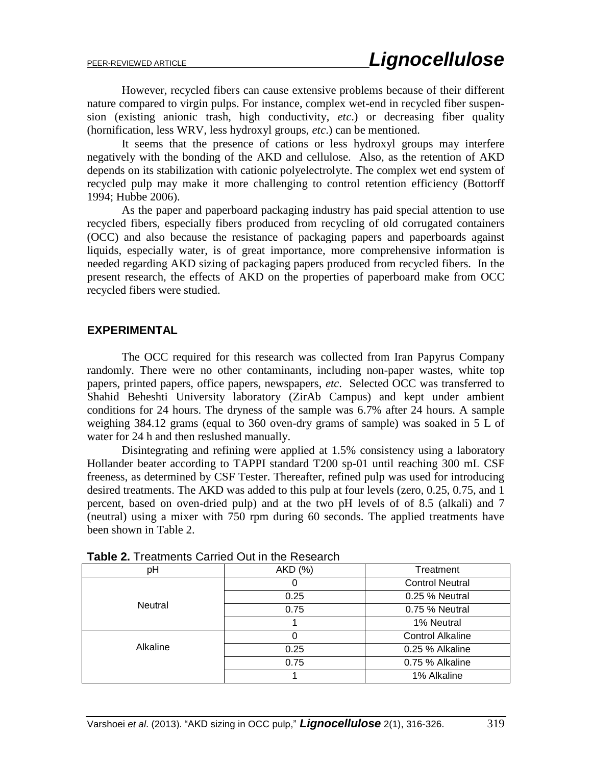However, recycled fibers can cause extensive problems because of their different nature compared to virgin pulps. For instance, complex wet-end in recycled fiber suspension (existing anionic trash, high conductivity, *etc*.) or decreasing fiber quality (hornification, less WRV, less hydroxyl groups, *etc*.) can be mentioned.

It seems that the presence of cations or less hydroxyl groups may interfere negatively with the bonding of the AKD and cellulose. Also, as the retention of AKD depends on its stabilization with cationic polyelectrolyte. The complex wet end system of recycled pulp may make it more challenging to control retention efficiency (Bottorff 1994; Hubbe 2006).

As the paper and paperboard packaging industry has paid special attention to use recycled fibers, especially fibers produced from recycling of old corrugated containers (OCC) and also because the resistance of packaging papers and paperboards against liquids, especially water, is of great importance, more comprehensive information is needed regarding AKD sizing of packaging papers produced from recycled fibers. In the present research, the effects of AKD on the properties of paperboard make from OCC recycled fibers were studied.

## EXPERIMENTAL

The OCC required for this research was collected from Iran Papyrus Company randomly. There were no other contaminants, including non-paper wastes, white top papers, printed papers, office papers, newspapers, *etc*. Selected OCC was transferred to Shahid Beheshti University laboratory (ZirAb Campus) and kept under ambient conditions for 24 hours. The dryness of the sample was 6.7% after 24 hours. A sample weighing 384.12 grams (equal to 360 oven-dry grams of sample) was soaked in 5 L of water for 24 h and then reslushed manually.

Disintegrating and refining were applied at 1.5% consistency using a laboratory Hollander beater according to TAPPI standard T200 sp-01 until reaching 300 mL CSF freeness, as determined by CSF Tester. Thereafter, refined pulp was used for introducing desired treatments. The AKD was added to this pulp at four levels (zero, 0.25, 0.75, and 1 percent, based on oven-dried pulp) and at the two pH levels of of 8.5 (alkali) and 7 (neutral) using a mixer with 750 rpm during 60 seconds. The applied treatments have been shown in Table 2.

**Table 2.** Treatments Carried Out in the Research

| pH | AKD (%) | Treatment |
|---|---|---|
| Neutral | 0 | Control Neutral |
| | 0.25 | 0.25 % Neutral |
| | 0.75 | 0.75 % Neutral |
| | 1 | 1% Neutral |
| Alkaline | 0 | Control Alkaline |
| | 0.25 | 0.25 % Alkaline |
| | 0.75 | 0.75 % Alkaline |
| | 1 | 1% Alkaline |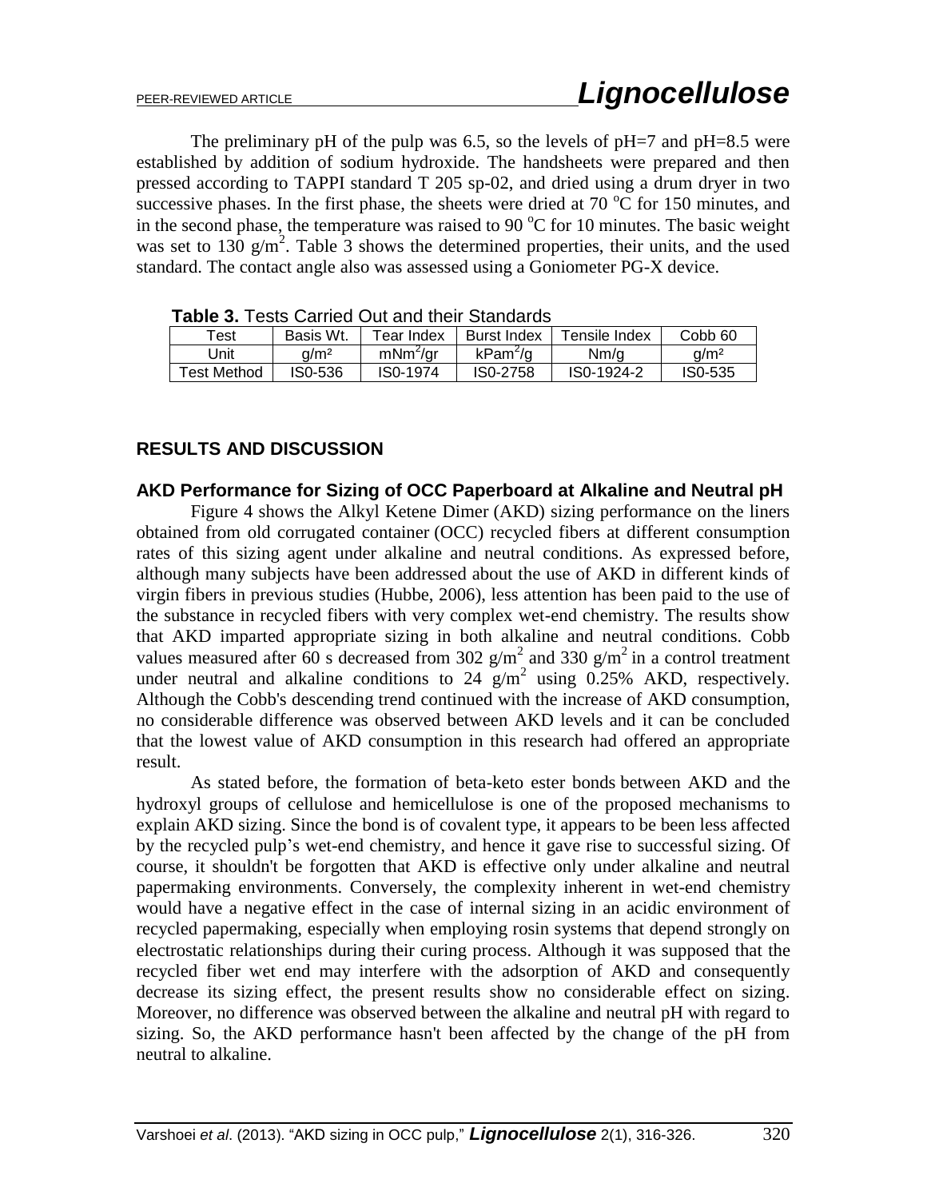The preliminary pH of the pulp was 6.5, so the levels of pH=7 and pH=8.5 were established by addition of sodium hydroxide. The handsheets were prepared and then pressed according to TAPPI standard T 205 sp-02, and dried using a drum dryer in two successive phases. In the first phase, the sheets were dried at 70 $^{o}$C for 150 minutes, and in the second phase, the temperature was raised to 90 $^{o}$C for 10 minutes. The basic weight was set to 130 g/m$^2$. Table 3 shows the determined properties, their units, and the used standard. The contact angle also was assessed using a Goniometer PG-X device.

**Table 3.** Tests Carried Out and their Standards

| Test | Basis Wt. | Tear Index | Burst Index | Tensile Index | Cobb 60 |
|---|---|---|---|---|---|
| Unit | g/m² | mNm$^2$/gr | kPam$^2$/g | Nm/g | g/m² |
| Test Method | IS0-536 | IS0-1974 | IS0-2758 | IS0-1924-2 | IS0-535 |

## RESULTS AND DISCUSSION

### AKD Performance for Sizing of OCC Paperboard at Alkaline and Neutral pH

Figure 4 shows the Alkyl Ketene Dimer (AKD) sizing performance on the liners obtained from old corrugated container (OCC) recycled fibers at different consumption rates of this sizing agent under alkaline and neutral conditions. As expressed before, although many subjects have been addressed about the use of AKD in different kinds of virgin fibers in previous studies (Hubbe, 2006), less attention has been paid to the use of the substance in recycled fibers with very complex wet-end chemistry. The results show that AKD imparted appropriate sizing in both alkaline and neutral conditions. Cobb values measured after 60 s decreased from 302 g/m$^2$ and 330 g/m$^2$ in a control treatment under neutral and alkaline conditions to 24 g/m$^2$ using 0.25% AKD, respectively. Although the Cobb's descending trend continued with the increase of AKD consumption, no considerable difference was observed between AKD levels and it can be concluded that the lowest value of AKD consumption in this research had offered an appropriate result.

As stated before, the formation of beta-keto ester bonds between AKD and the hydroxyl groups of cellulose and hemicellulose is one of the proposed mechanisms to explain AKD sizing. Since the bond is of covalent type, it appears to be been less affected by the recycled pulp's wet-end chemistry, and hence it gave rise to successful sizing. Of course, it shouldn't be forgotten that AKD is effective only under alkaline and neutral papermaking environments. Conversely, the complexity inherent in wet-end chemistry would have a negative effect in the case of internal sizing in an acidic environment of recycled papermaking, especially when employing rosin systems that depend strongly on electrostatic relationships during their curing process. Although it was supposed that the recycled fiber wet end may interfere with the adsorption of AKD and consequently decrease its sizing effect, the present results show no considerable effect on sizing. Moreover, no difference was observed between the alkaline and neutral pH with regard to sizing. So, the AKD performance hasn't been affected by the change of the pH from neutral to alkaline.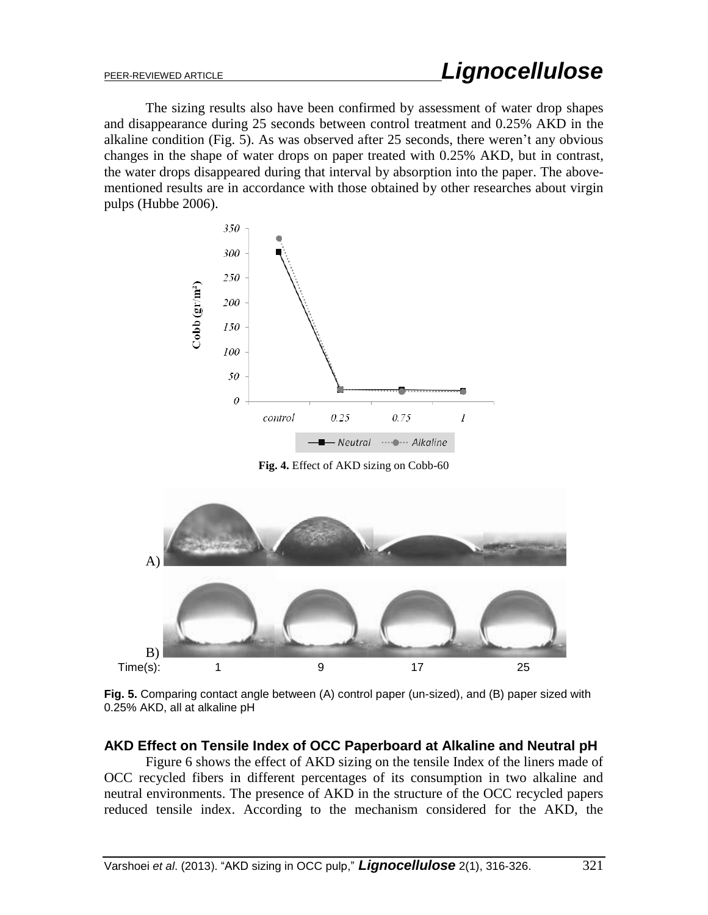The sizing results also have been confirmed by assessment of water drop shapes and disappearance during 25 seconds between control treatment and 0.25% AKD in the alkaline condition (Fig. 5). As was observed after 25 seconds, there weren't any obvious changes in the shape of water drops on paper treated with 0.25% AKD, but in contrast, the water drops disappeared during that interval by absorption into the paper. The above-mentioned results are in accordance with those obtained by other researches about virgin pulps (Hubbe 2006).

**Fig. 4.** Effect of AKD sizing on Cobb-60

**Fig. 5.** Comparing contact angle between (A) control paper (un-sized), and (B) paper sized with 0.25% AKD, all at alkaline pH

### AKD Effect on Tensile Index of OCC Paperboard at Alkaline and Neutral pH

Figure 6 shows the effect of AKD sizing on the tensile Index of the liners made of OCC recycled fibers in different percentages of its consumption in two alkaline and neutral environments. The presence of AKD in the structure of the OCC recycled papers reduced tensile index. According to the mechanism considered for the AKD, the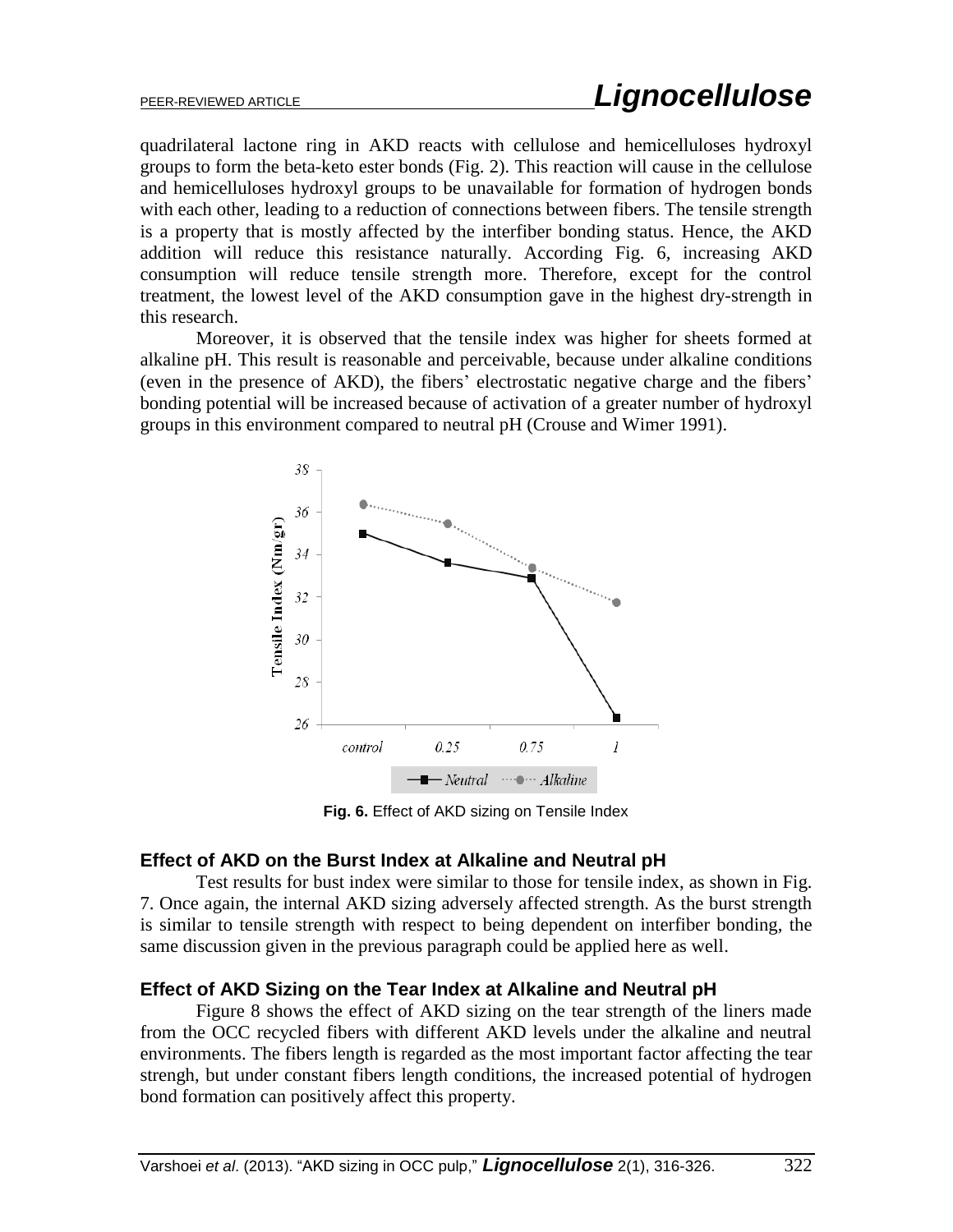quadrilateral lactone ring in AKD reacts with cellulose and hemicelluloses hydroxyl groups to form the beta-keto ester bonds (Fig. 2). This reaction will cause in the cellulose and hemicelluloses hydroxyl groups to be unavailable for formation of hydrogen bonds with each other, leading to a reduction of connections between fibers. The tensile strength is a property that is mostly affected by the interfiber bonding status. Hence, the AKD addition will reduce this resistance naturally. According Fig. 6, increasing AKD consumption will reduce tensile strength more. Therefore, except for the control treatment, the lowest level of the AKD consumption gave in the highest dry-strength in this research.

Moreover, it is observed that the tensile index was higher for sheets formed at alkaline pH. This result is reasonable and perceivable, because under alkaline conditions (even in the presence of AKD), the fibers' electrostatic negative charge and the fibers' bonding potential will be increased because of activation of a greater number of hydroxyl groups in this environment compared to neutral pH (Crouse and Wimer 1991).

**Fig. 6.** Effect of AKD sizing on Tensile Index

### Effect of AKD on the Burst Index at Alkaline and Neutral pH

Test results for bust index were similar to those for tensile index, as shown in Fig. 7. Once again, the internal AKD sizing adversely affected strength. As the burst strength is similar to tensile strength with respect to being dependent on interfiber bonding, the same discussion given in the previous paragraph could be applied here as well.

### Effect of AKD Sizing on the Tear Index at Alkaline and Neutral pH

Figure 8 shows the effect of AKD sizing on the tear strength of the liners made from the OCC recycled fibers with different AKD levels under the alkaline and neutral environments. The fibers length is regarded as the most important factor affecting the tear strengh, but under constant fibers length conditions, the increased potential of hydrogen bond formation can positively affect this property.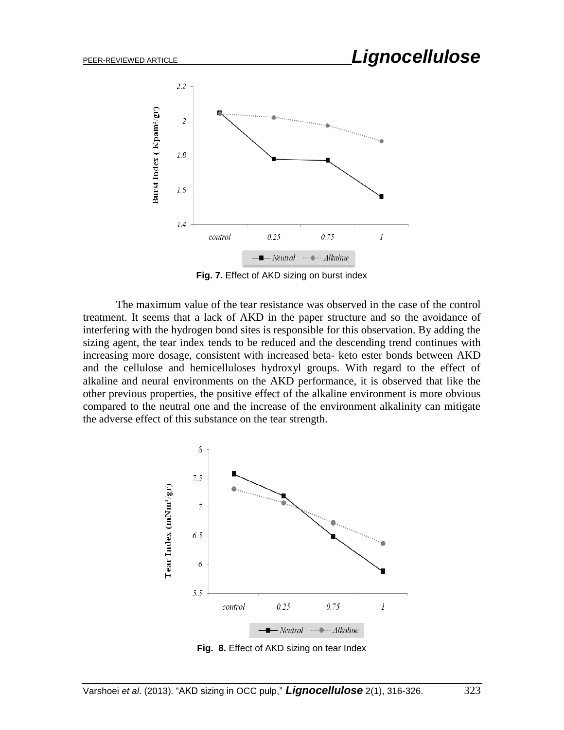Fig. 7. Effect of AKD sizing on burst index

The maximum value of the tear resistance was observed in the case of the control treatment. It seems that a lack of AKD in the paper structure and so the avoidance of interfering with the hydrogen bond sites is responsible for this observation. By adding the sizing agent, the tear index tends to be reduced and the descending trend continues with increasing more dosage, consistent with increased beta- keto ester bonds between AKD and the cellulose and hemicelluloses hydroxyl groups. With regard to the effect of alkaline and neural environments on the AKD performance, it is observed that like the other previous properties, the positive effect of the alkaline environment is more obvious compared to the neutral one and the increase of the environment alkalinity can mitigate the adverse effect of this substance on the tear strength.

Fig. 8. Effect of AKD sizing on tear Index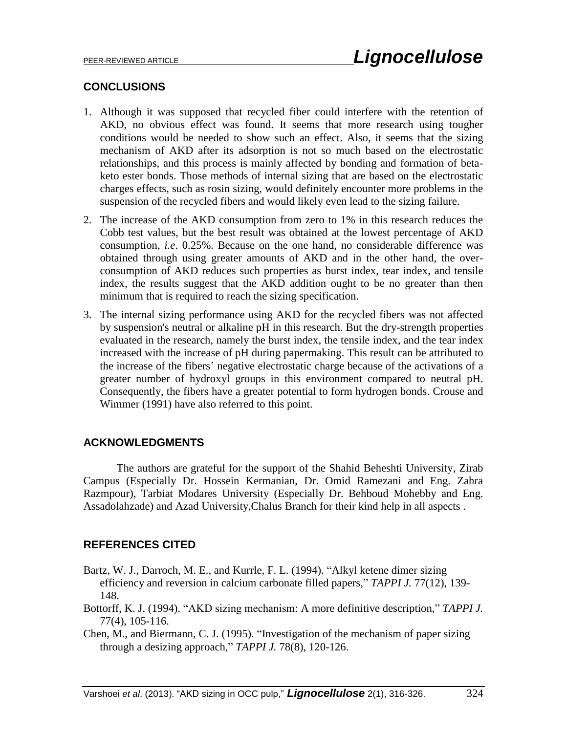## CONCLUSIONS

1. Although it was supposed that recycled fiber could interfere with the retention of AKD, no obvious effect was found. It seems that more research using tougher conditions would be needed to show such an effect. Also, it seems that the sizing mechanism of AKD after its adsorption is not so much based on the electrostatic relationships, and this process is mainly affected by bonding and formation of beta-keto ester bonds. Those methods of internal sizing that are based on the electrostatic charges effects, such as rosin sizing, would definitely encounter more problems in the suspension of the recycled fibers and would likely even lead to the sizing failure.
2. The increase of the AKD consumption from zero to 1% in this research reduces the Cobb test values, but the best result was obtained at the lowest percentage of AKD consumption, *i.e*. 0.25%. Because on the one hand, no considerable difference was obtained through using greater amounts of AKD and in the other hand, the over-consumption of AKD reduces such properties as burst index, tear index, and tensile index, the results suggest that the AKD addition ought to be no greater than then minimum that is required to reach the sizing specification.
3. The internal sizing performance using AKD for the recycled fibers was not affected by suspension's neutral or alkaline pH in this research. But the dry-strength properties evaluated in the research, namely the burst index, the tensile index, and the tear index increased with the increase of pH during papermaking. This result can be attributed to the increase of the fibers' negative electrostatic charge because of the activations of a greater number of hydroxyl groups in this environment compared to neutral pH. Consequently, the fibers have a greater potential to form hydrogen bonds. Crouse and Wimmer (1991) have also referred to this point.

## ACKNOWLEDGMENTS

The authors are grateful for the support of the Shahid Beheshti University, Zirab Campus (Especially Dr. Hossein Kermanian, Dr. Omid Ramezani and Eng. Zahra Razmpour), Tarbiat Modares University (Especially Dr. Behboud Mohebby and Eng. Assadolahzade) and Azad University,Chalus Branch for their kind help in all aspects .

## REFERENCES CITED

Bartz, W. J., Darroch, M. E., and Kurrle, F. L. (1994). "Alkyl ketene dimer sizing efficiency and reversion in calcium carbonate filled papers," *TAPPI J.* 77(12), 139-148.

Bottorff, K. J. (1994). "AKD sizing mechanism: A more definitive description," *TAPPI J.* 77(4), 105-116.

Chen, M., and Biermann, C. J. (1995). "Investigation of the mechanism of paper sizing through a desizing approach," *TAPPI J.* 78(8), 120-126.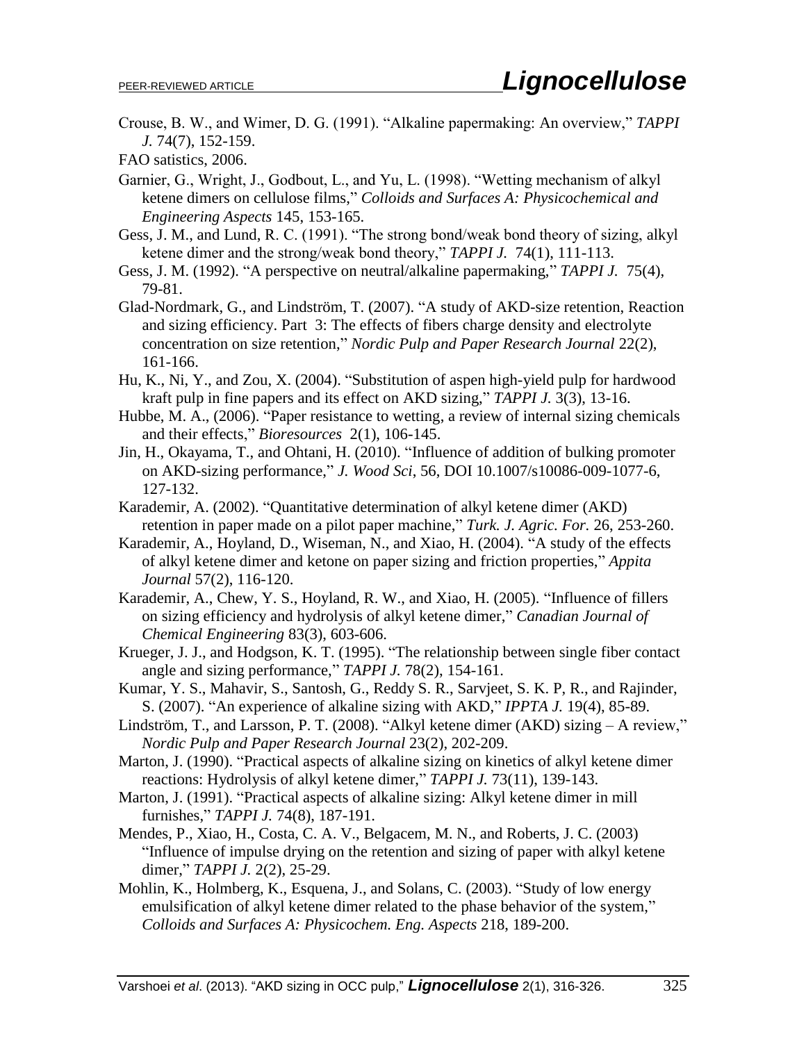Crouse, B. W., and Wimer, D. G. (1991). "Alkaline papermaking: An overview," *TAPPI J.* 74(7), 152-159.

FAO satistics, 2006.

Garnier, G., Wright, J., Godbout, L., and Yu, L. (1998). "Wetting mechanism of alkyl ketene dimers on cellulose films," *Colloids and Surfaces A: Physicochemical and Engineering Aspects* 145, 153-165.

Gess, J. M., and Lund, R. C. (1991). "The strong bond/weak bond theory of sizing, alkyl ketene dimer and the strong/weak bond theory," *TAPPI J.* 74(1), 111-113.

Gess, J. M. (1992). "A perspective on neutral/alkaline papermaking," *TAPPI J.* 75(4), 79-81.

Glad-Nordmark, G., and Lindström, T. (2007). "A study of AKD-size retention, Reaction and sizing efficiency. Part 3: The effects of fibers charge density and electrolyte concentration on size retention," *Nordic Pulp and Paper Research Journal* 22(2), 161-166.

Hu, K., Ni, Y., and Zou, X. (2004). "Substitution of aspen high-yield pulp for hardwood kraft pulp in fine papers and its effect on AKD sizing," *TAPPI J.* 3(3), 13-16.

Hubbe, M. A., (2006). "Paper resistance to wetting, a review of internal sizing chemicals and their effects," *Bioresources* 2(1), 106-145.

Jin, H., Okayama, T., and Ohtani, H. (2010). "Influence of addition of bulking promoter on AKD-sizing performance," *J. Wood Sci*, 56, DOI 10.1007/s10086-009-1077-6, 127-132.

Karademir, A. (2002). "Quantitative determination of alkyl ketene dimer (AKD) retention in paper made on a pilot paper machine," *Turk. J. Agric. For.* 26, 253-260.

Karademir, A., Hoyland, D., Wiseman, N., and Xiao, H. (2004). "A study of the effects of alkyl ketene dimer and ketone on paper sizing and friction properties," *Appita Journal* 57(2), 116-120.

Karademir, A., Chew, Y. S., Hoyland, R. W., and Xiao, H. (2005). "Influence of fillers on sizing efficiency and hydrolysis of alkyl ketene dimer," *Canadian Journal of Chemical Engineering* 83(3), 603-606.

Krueger, J. J., and Hodgson, K. T. (1995). "The relationship between single fiber contact angle and sizing performance," *TAPPI J.* 78(2), 154-161.

Kumar, Y. S., Mahavir, S., Santosh, G., Reddy S. R., Sarvjeet, S. K. P, R., and Rajinder, S. (2007). "An experience of alkaline sizing with AKD," *IPPTA J.* 19(4), 85-89.

Lindström, T., and Larsson, P. T. (2008). "Alkyl ketene dimer (AKD) sizing – A review," *Nordic Pulp and Paper Research Journal* 23(2), 202-209.

Marton, J. (1990). "Practical aspects of alkaline sizing on kinetics of alkyl ketene dimer reactions: Hydrolysis of alkyl ketene dimer," *TAPPI J.* 73(11), 139-143.

Marton, J. (1991). "Practical aspects of alkaline sizing: Alkyl ketene dimer in mill furnishes," *TAPPI J.* 74(8), 187-191.

Mendes, P., Xiao, H., Costa, C. A. V., Belgacem, M. N., and Roberts, J. C. (2003) "Influence of impulse drying on the retention and sizing of paper with alkyl ketene dimer," *TAPPI J.* 2(2), 25-29.

Mohlin, K., Holmberg, K., Esquena, J., and Solans, C. (2003). "Study of low energy emulsification of alkyl ketene dimer related to the phase behavior of the system," *Colloids and Surfaces A: Physicochem. Eng. Aspects* 218, 189-200.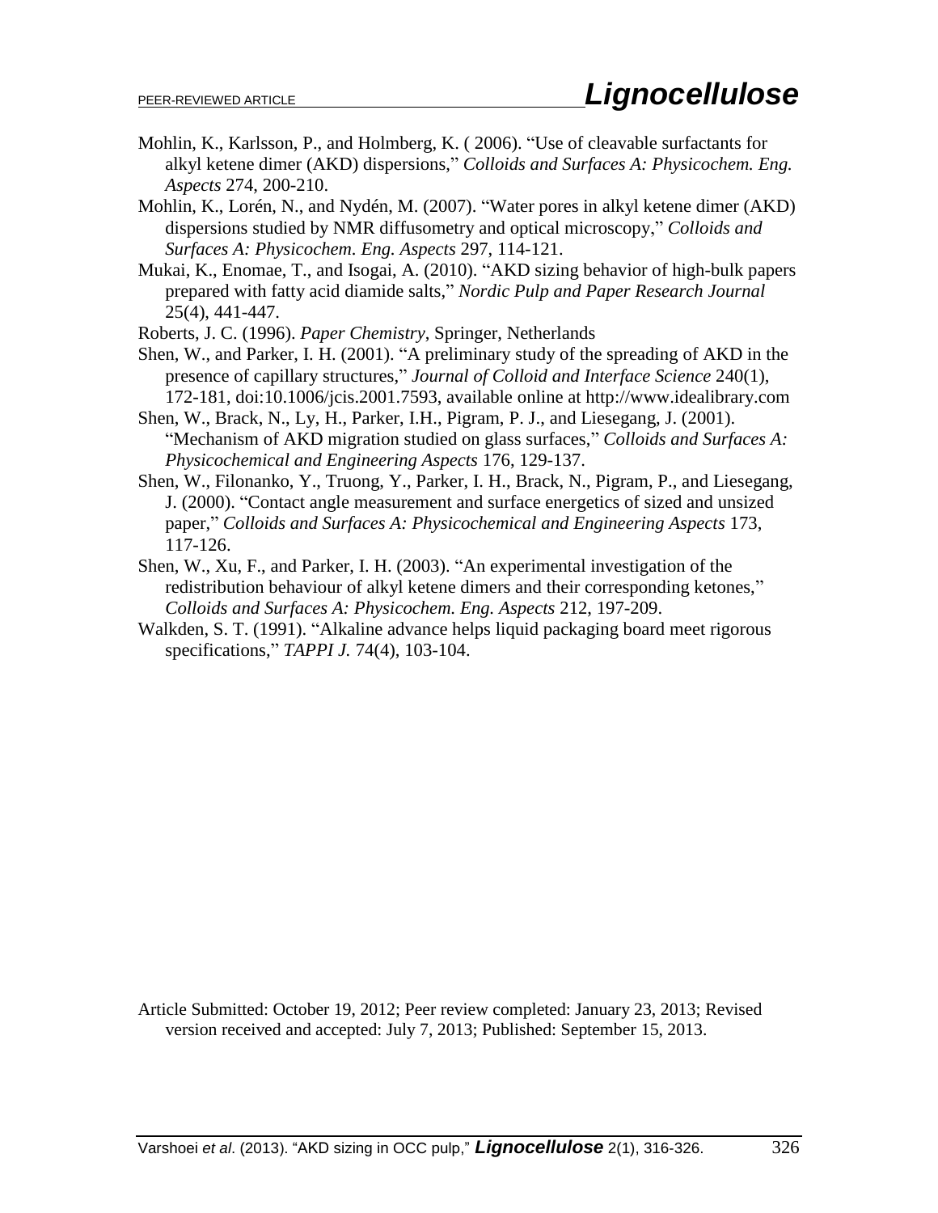Mohlin, K., Karlsson, P., and Holmberg, K. ( 2006). "Use of cleavable surfactants for alkyl ketene dimer (AKD) dispersions," *Colloids and Surfaces A: Physicochem. Eng. Aspects* 274, 200-210.

Mohlin, K., Lorén, N., and Nydén, M. (2007). "Water pores in alkyl ketene dimer (AKD) dispersions studied by NMR diffusometry and optical microscopy," *Colloids and Surfaces A: Physicochem. Eng. Aspects* 297, 114-121.

Mukai, K., Enomae, T., and Isogai, A. (2010). "AKD sizing behavior of high-bulk papers prepared with fatty acid diamide salts," *Nordic Pulp and Paper Research Journal* 25(4), 441-447.

Roberts, J. C. (1996). *Paper Chemistry*, Springer, Netherlands

Shen, W., and Parker, I. H. (2001). "A preliminary study of the spreading of AKD in the presence of capillary structures," *Journal of Colloid and Interface Science* 240(1), 172-181, doi:10.1006/jcis.2001.7593, available online at http://www.idealibrary.com

Shen, W., Brack, N., Ly, H., Parker, I.H., Pigram, P. J., and Liesegang, J. (2001). "Mechanism of AKD migration studied on glass surfaces," *Colloids and Surfaces A: Physicochemical and Engineering Aspects* 176, 129-137.

Shen, W., Filonanko, Y., Truong, Y., Parker, I. H., Brack, N., Pigram, P., and Liesegang, J. (2000). "Contact angle measurement and surface energetics of sized and unsized paper," *Colloids and Surfaces A: Physicochemical and Engineering Aspects* 173, 117-126.

Shen, W., Xu, F., and Parker, I. H. (2003). "An experimental investigation of the redistribution behaviour of alkyl ketene dimers and their corresponding ketones," *Colloids and Surfaces A: Physicochem. Eng. Aspects* 212, 197-209.

Walkden, S. T. (1991). "Alkaline advance helps liquid packaging board meet rigorous specifications," *TAPPI J.* 74(4), 103-104.

Article Submitted: October 19, 2012; Peer review completed: January 23, 2013; Revised version received and accepted: July 7, 2013; Published: September 15, 2013.